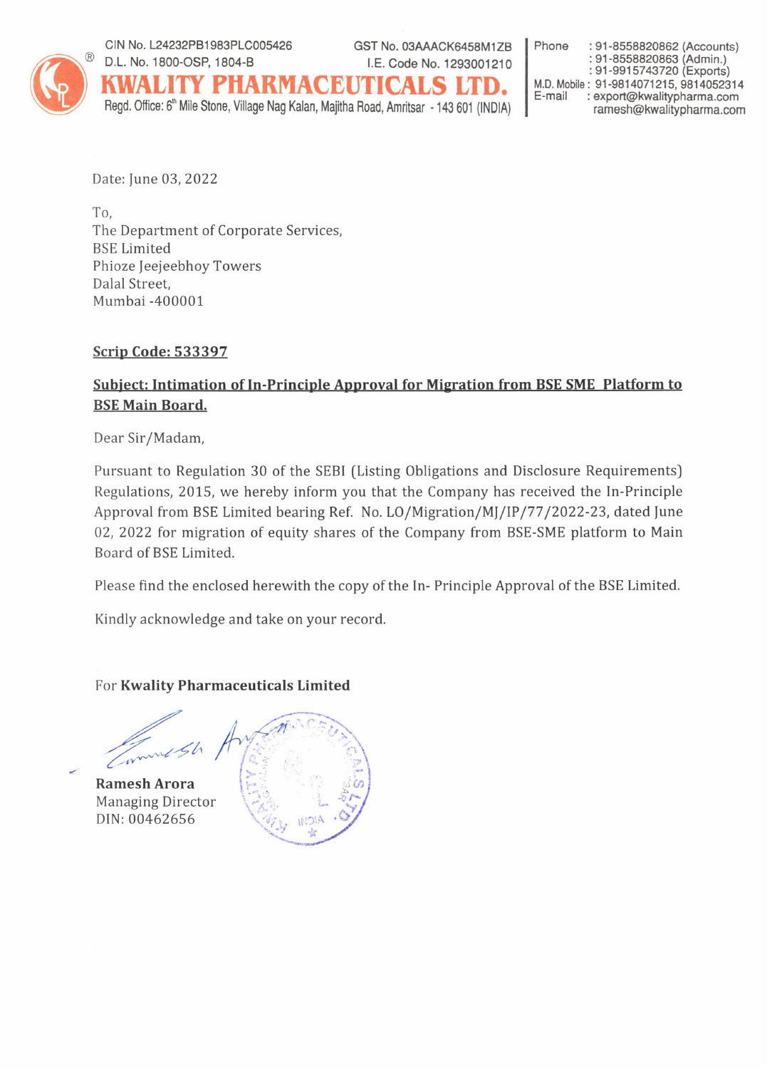CIN No. L24232PB1983PLC005426
D.L. No. 1800-OSP, 1804-B

GST No. 03AAACK6458M1ZB
I.E. Code No. 1293001210

# KWALITY PHARMACEUTICALS LTD.

Regd. Office: 6th Mile Stone, Village Nag Kalan, Majitha Road, Amritsar - 143 601 (INDIA)

Phone : 91-8558820862 (Accounts)
: 91-8558820863 (Admin.)
: 91-9915743720 (Exports)
M.D. Mobile : 91-9814071215, 9814052314
E-mail : export@kwalitypharma.com
ramesh@kwalitypharma.com

Date: June 03, 2022

To,
The Department of Corporate Services,
BSE Limited
Phioze Jeejeebhoy Towers
Dalal Street,
Mumbai -400001

**Scrip Code: 533397**

**Subject: Intimation of In-Principle Approval for Migration from BSE SME Platform to BSE Main Board.**

Dear Sir/Madam,

Pursuant to Regulation 30 of the SEBI (Listing Obligations and Disclosure Requirements) Regulations, 2015, we hereby inform you that the Company has received the In-Principle Approval from BSE Limited bearing Ref. No. LO/Migration/MJ/IP/77/2022-23, dated June 02, 2022 for migration of equity shares of the Company from BSE-SME platform to Main Board of BSE Limited.

Please find the enclosed herewith the copy of the In- Principle Approval of the BSE Limited.

Kindly acknowledge and take on your record.

For **Kwality Pharmaceuticals Limited**

**Ramesh Arora**
Managing Director
DIN: 00462656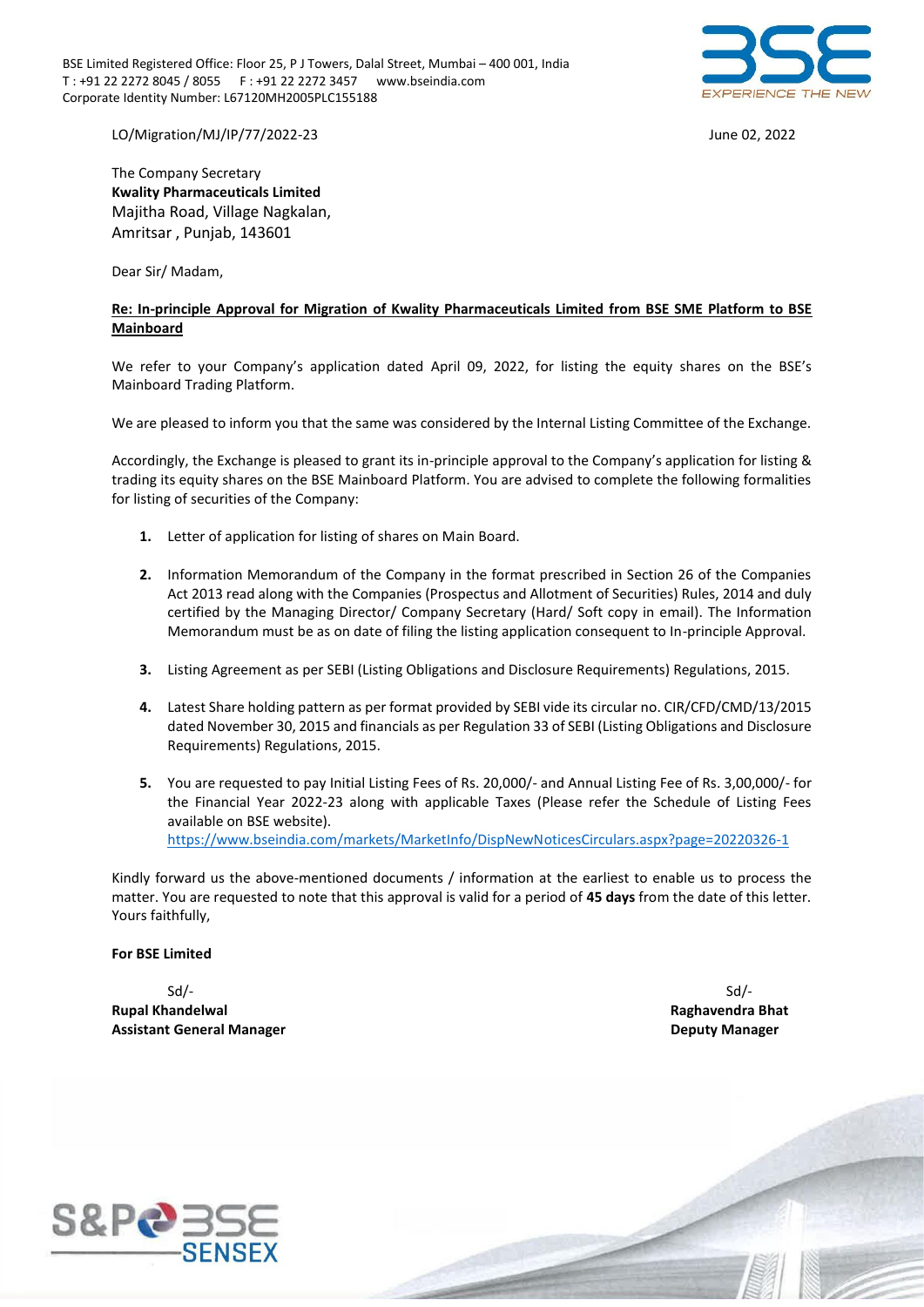BSE Limited Registered Office: Floor 25, P J Towers, Dalal Street, Mumbai – 400 001, India
T : +91 22 2272 8045 / 8055 F : +91 22 2272 3457 www.bseindia.com
Corporate Identity Number: L67120MH2005PLC155188

LO/Migration/MJ/IP/77/2022-23

June 02, 2022

The Company Secretary
**Kwality Pharmaceuticals Limited**
Majitha Road, Village Nagkalan,
Amritsar , Punjab, 143601

Dear Sir/ Madam,

**Re: In-principle Approval for Migration of Kwality Pharmaceuticals Limited from BSE SME Platform to BSE Mainboard**

We refer to your Company's application dated April 09, 2022, for listing the equity shares on the BSE's Mainboard Trading Platform.

We are pleased to inform you that the same was considered by the Internal Listing Committee of the Exchange.

Accordingly, the Exchange is pleased to grant its in-principle approval to the Company's application for listing & trading its equity shares on the BSE Mainboard Platform. You are advised to complete the following formalities for listing of securities of the Company:

1. Letter of application for listing of shares on Main Board.
2. Information Memorandum of the Company in the format prescribed in Section 26 of the Companies Act 2013 read along with the Companies (Prospectus and Allotment of Securities) Rules, 2014 and duly certified by the Managing Director/ Company Secretary (Hard/ Soft copy in email). The Information Memorandum must be as on date of filing the listing application consequent to In-principle Approval.
3. Listing Agreement as per SEBI (Listing Obligations and Disclosure Requirements) Regulations, 2015.
4. Latest Share holding pattern as per format provided by SEBI vide its circular no. CIR/CFD/CMD/13/2015 dated November 30, 2015 and financials as per Regulation 33 of SEBI (Listing Obligations and Disclosure Requirements) Regulations, 2015.
5. You are requested to pay Initial Listing Fees of Rs. 20,000/- and Annual Listing Fee of Rs. 3,00,000/- for the Financial Year 2022-23 along with applicable Taxes (Please refer the Schedule of Listing Fees available on BSE website).
https://www.bseindia.com/markets/MarketInfo/DispNewNoticesCirculars.aspx?page=20220326-1

Kindly forward us the above-mentioned documents / information at the earliest to enable us to process the matter. You are requested to note that this approval is valid for a period of **45 days** from the date of this letter.
Yours faithfully,

**For BSE Limited**

Sd/-
**Rupal Khandelwal**
**Assistant General Manager**

Sd/-
**Raghavendra Bhat**
**Deputy Manager**